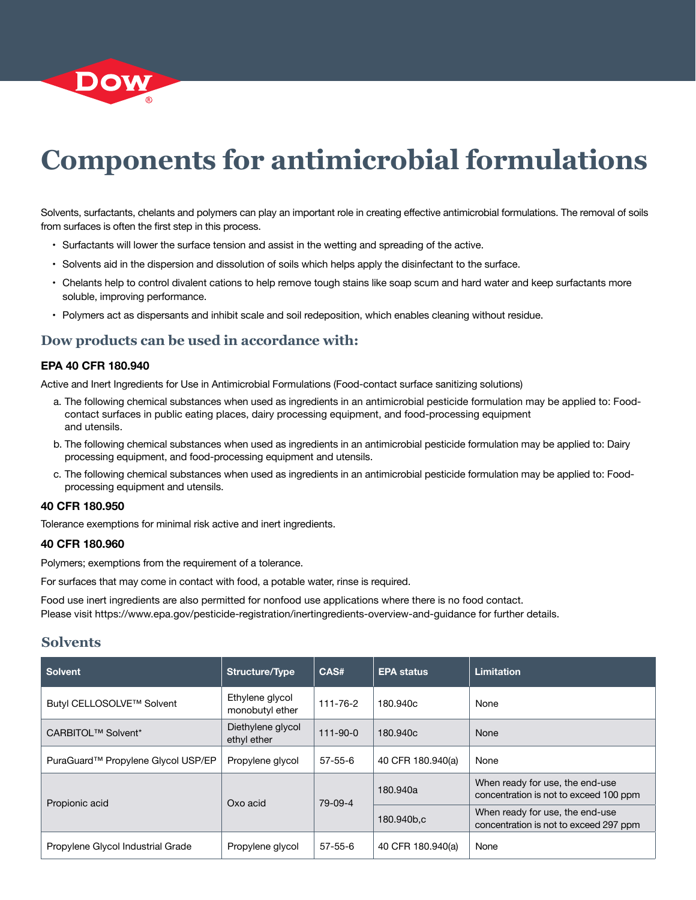# Components for antimicrobial formulations

Solvents, surfactants, chelants and polymers can play an important role in creating effective antimicrobial formulations. The removal of soils from surfaces is often the first step in this process.

- Surfactants will lower the surface tension and assist in the wetting and spreading of the active.
- Solvents aid in the dispersion and dissolution of soils which helps apply the disinfectant to the surface.
- Chelants help to control divalent cations to help remove tough stains like soap scum and hard water and keep surfactants more soluble, improving performance.
- Polymers act as dispersants and inhibit scale and soil redeposition, which enables cleaning without residue.

## Dow products can be used in accordance with:

**EPA 40 CFR 180.940**

Active and Inert Ingredients for Use in Antimicrobial Formulations (Food-contact surface sanitizing solutions)

a. The following chemical substances when used as ingredients in an antimicrobial pesticide formulation may be applied to: Food-contact surfaces in public eating places, dairy processing equipment, and food-processing equipment and utensils.

b. The following chemical substances when used as ingredients in an antimicrobial pesticide formulation may be applied to: Dairy processing equipment, and food-processing equipment and utensils.

c. The following chemical substances when used as ingredients in an antimicrobial pesticide formulation may be applied to: Food-processing equipment and utensils.

**40 CFR 180.950**

Tolerance exemptions for minimal risk active and inert ingredients.

**40 CFR 180.960**

Polymers; exemptions from the requirement of a tolerance.

For surfaces that may come in contact with food, a potable water, rinse is required.

Food use inert ingredients are also permitted for nonfood use applications where there is no food contact.
Please visit https://www.epa.gov/pesticide-registration/inertingredients-overview-and-guidance for further details.

## Solvents

| Solvent | Structure/Type | CAS# | EPA status | Limitation |
|---|---|---|---|---|
| Butyl CELLOSOLVE™ Solvent | Ethylene glycol monobutyl ether | 111-76-2 | 180.940c | None |
| CARBITOL™ Solvent* | Diethylene glycol ethyl ether | 111-90-0 | 180.940c | None |
| PuraGuard™ Propylene Glycol USP/EP | Propylene glycol | 57-55-6 | 40 CFR 180.940(a) | None |
| Propionic acid | Oxo acid | 79-09-4 | 180.940a | When ready for use, the end-use concentration is not to exceed 100 ppm |
| | | | 180.940b,c | When ready for use, the end-use concentration is not to exceed 297 ppm |
| Propylene Glycol Industrial Grade | Propylene glycol | 57-55-6 | 40 CFR 180.940(a) | None |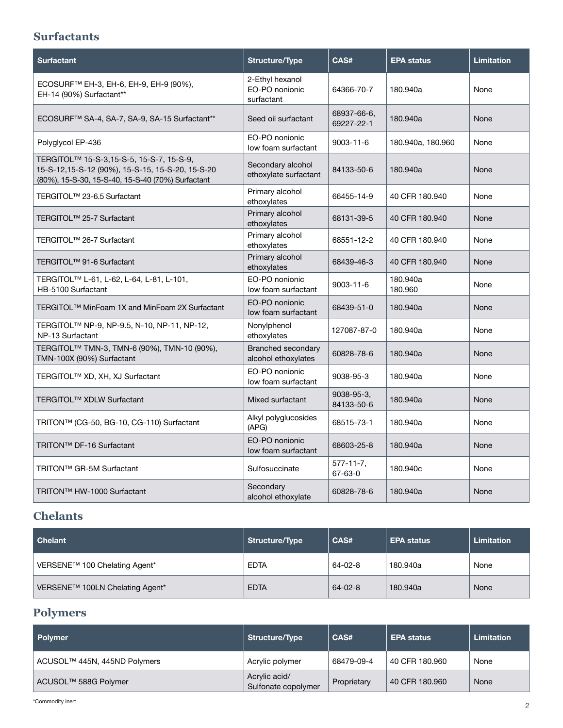## Surfactants

| Surfactant | Structure/Type | CAS# | EPA status | Limitation |
|---|---|---|---|---|
| ECOSURF™ EH-3, EH-6, EH-9, EH-9 (90%), EH-14 (90%) Surfactant** | 2-Ethyl hexanol EO-PO nonionic surfactant | 64366-70-7 | 180.940a | None |
| ECOSURF™ SA-4, SA-7, SA-9, SA-15 Surfactant** | Seed oil surfactant | 68937-66-6, 69227-22-1 | 180.940a | None |
| Polyglycol EP-436 | EO-PO nonionic low foam surfactant | 9003-11-6 | 180.940a, 180.960 | None |
| TERGITOL™ 15-S-3,15-S-5, 15-S-7, 15-S-9, 15-S-12,15-S-12 (90%), 15-S-15, 15-S-20, 15-S-20 (80%), 15-S-30, 15-S-40, 15-S-40 (70%) Surfactant | Secondary alcohol ethoxylate surfactant | 84133-50-6 | 180.940a | None |
| TERGITOL™ 23-6.5 Surfactant | Primary alcohol ethoxylates | 66455-14-9 | 40 CFR 180.940 | None |
| TERGITOL™ 25-7 Surfactant | Primary alcohol ethoxylates | 68131-39-5 | 40 CFR 180.940 | None |
| TERGITOL™ 26-7 Surfactant | Primary alcohol ethoxylates | 68551-12-2 | 40 CFR 180.940 | None |
| TERGITOL™ 91-6 Surfactant | Primary alcohol ethoxylates | 68439-46-3 | 40 CFR 180.940 | None |
| TERGITOL™ L-61, L-62, L-64, L-81, L-101, HB-5100 Surfactant | EO-PO nonionic low foam surfactant | 9003-11-6 | 180.940a 180.960 | None |
| TERGITOL™ MinFoam 1X and MinFoam 2X Surfactant | EO-PO nonionic low foam surfactant | 68439-51-0 | 180.940a | None |
| TERGITOL™ NP-9, NP-9.5, N-10, NP-11, NP-12, NP-13 Surfactant | Nonylphenol ethoxylates | 127087-87-0 | 180.940a | None |
| TERGITOL™ TMN-3, TMN-6 (90%), TMN-10 (90%), TMN-100X (90%) Surfactant | Branched secondary alcohol ethoxylates | 60828-78-6 | 180.940a | None |
| TERGITOL™ XD, XH, XJ Surfactant | EO-PO nonionic low foam surfactant | 9038-95-3 | 180.940a | None |
| TERGITOL™ XDLW Surfactant | Mixed surfactant | 9038-95-3, 84133-50-6 | 180.940a | None |
| TRITON™ (CG-50, BG-10, CG-110) Surfactant | Alkyl polyglucosides (APG) | 68515-73-1 | 180.940a | None |
| TRITON™ DF-16 Surfactant | EO-PO nonionic low foam surfactant | 68603-25-8 | 180.940a | None |
| TRITON™ GR-5M Surfactant | Sulfosuccinate | 577-11-7, 67-63-0 | 180.940c | None |
| TRITON™ HW-1000 Surfactant | Secondary alcohol ethoxylate | 60828-78-6 | 180.940a | None |

## Chelants

| Chelant | Structure/Type | CAS# | EPA status | Limitation |
|---|---|---|---|---|
| VERSENE™ 100 Chelating Agent* | EDTA | 64-02-8 | 180.940a | None |
| VERSENE™ 100LN Chelating Agent* | EDTA | 64-02-8 | 180.940a | None |

## Polymers

| Polymer | Structure/Type | CAS# | EPA status | Limitation |
|---|---|---|---|---|
| ACUSOL™ 445N, 445ND Polymers | Acrylic polymer | 68479-09-4 | 40 CFR 180.960 | None |
| ACUSOL™ 588G Polymer | Acrylic acid/ Sulfonate copolymer | Proprietary | 40 CFR 180.960 | None |

*Commodity inert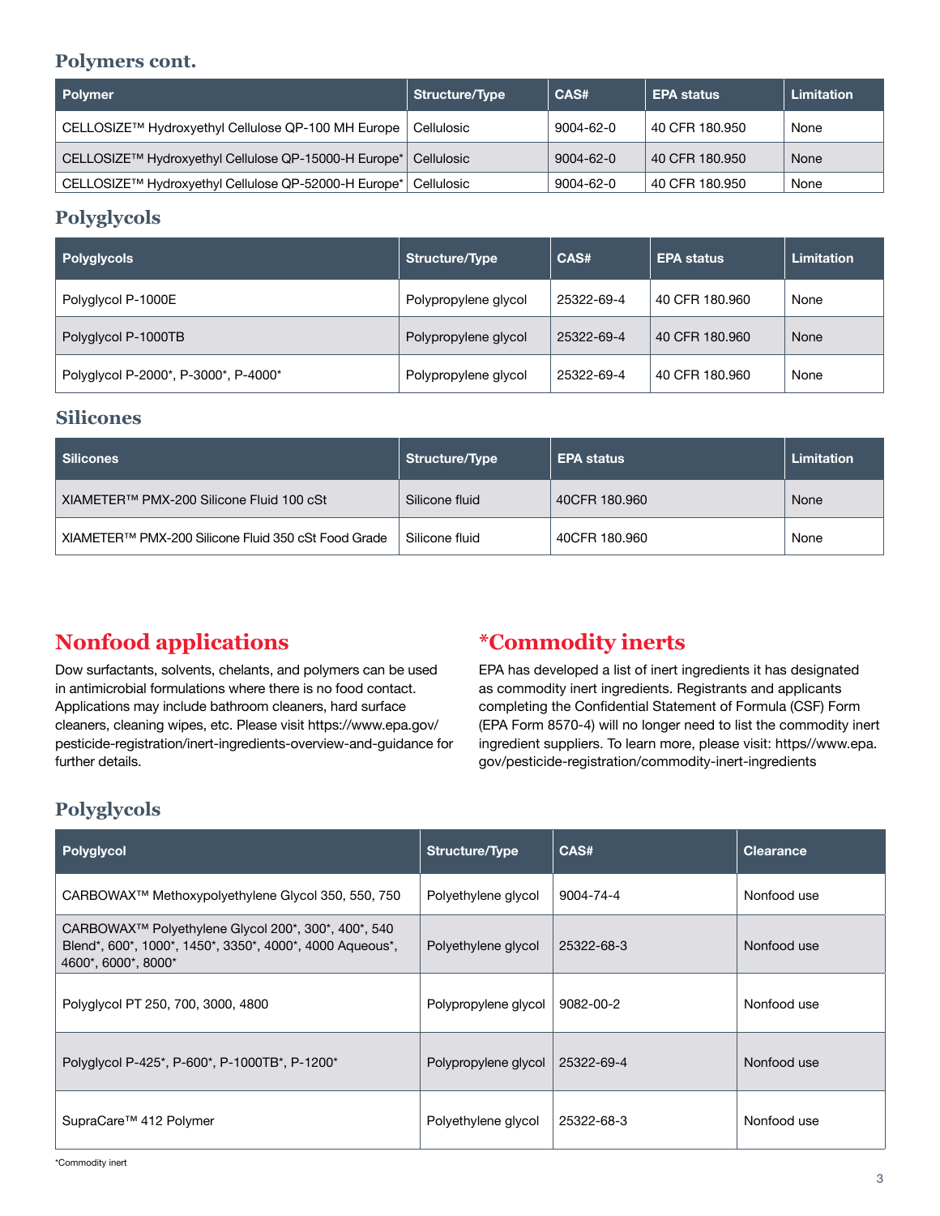## Polymers cont.

| Polymer | Structure/Type | CAS# | EPA status | Limitation |
|---|---|---|---|---|
| CELLOSIZE™ Hydroxyethyl Cellulose QP-100 MH Europe | Cellulosic | 9004-62-0 | 40 CFR 180.950 | None |
| CELLOSIZE™ Hydroxyethyl Cellulose QP-15000-H Europe* | Cellulosic | 9004-62-0 | 40 CFR 180.950 | None |
| CELLOSIZE™ Hydroxyethyl Cellulose QP-52000-H Europe* | Cellulosic | 9004-62-0 | 40 CFR 180.950 | None |

## Polyglycols

| Polyglycols | Structure/Type | CAS# | EPA status | Limitation |
|---|---|---|---|---|
| Polyglycol P-1000E | Polypropylene glycol | 25322-69-4 | 40 CFR 180.960 | None |
| Polyglycol P-1000TB | Polypropylene glycol | 25322-69-4 | 40 CFR 180.960 | None |
| Polyglycol P-2000*, P-3000*, P-4000* | Polypropylene glycol | 25322-69-4 | 40 CFR 180.960 | None |

## Silicones

| Silicones | Structure/Type | EPA status | Limitation |
|---|---|---|---|
| XIAMETER™ PMX-200 Silicone Fluid 100 cSt | Silicone fluid | 40CFR 180.960 | None |
| XIAMETER™ PMX-200 Silicone Fluid 350 cSt Food Grade | Silicone fluid | 40CFR 180.960 | None |

# Nonfood applications

Dow surfactants, solvents, chelants, and polymers can be used in antimicrobial formulations where there is no food contact. Applications may include bathroom cleaners, hard surface cleaners, cleaning wipes, etc. Please visit https://www.epa.gov/pesticide-registration/inert-ingredients-overview-and-guidance for further details.

# *Commodity inerts

EPA has developed a list of inert ingredients it has designated as commodity inert ingredients. Registrants and applicants completing the Confidential Statement of Formula (CSF) Form (EPA Form 8570-4) will no longer need to list the commodity inert ingredient suppliers. To learn more, please visit: https//www.epa.gov/pesticide-registration/commodity-inert-ingredients

## Polyglycols

| Polyglycol | Structure/Type | CAS# | Clearance |
|---|---|---|---|
| CARBOWAX™ Methoxypolyethylene Glycol 350, 550, 750 | Polyethylene glycol | 9004-74-4 | Nonfood use |
| CARBOWAX™ Polyethylene Glycol 200*, 300*, 400*, 540 Blend*, 600*, 1000*, 1450*, 3350*, 4000*, 4000 Aqueous*, 4600*, 6000*, 8000* | Polyethylene glycol | 25322-68-3 | Nonfood use |
| Polyglycol PT 250, 700, 3000, 4800 | Polypropylene glycol | 9082-00-2 | Nonfood use |
| Polyglycol P-425*, P-600*, P-1000TB*, P-1200* | Polypropylene glycol | 25322-69-4 | Nonfood use |
| SupraCare™ 412 Polymer | Polyethylene glycol | 25322-68-3 | Nonfood use |

*Commodity inert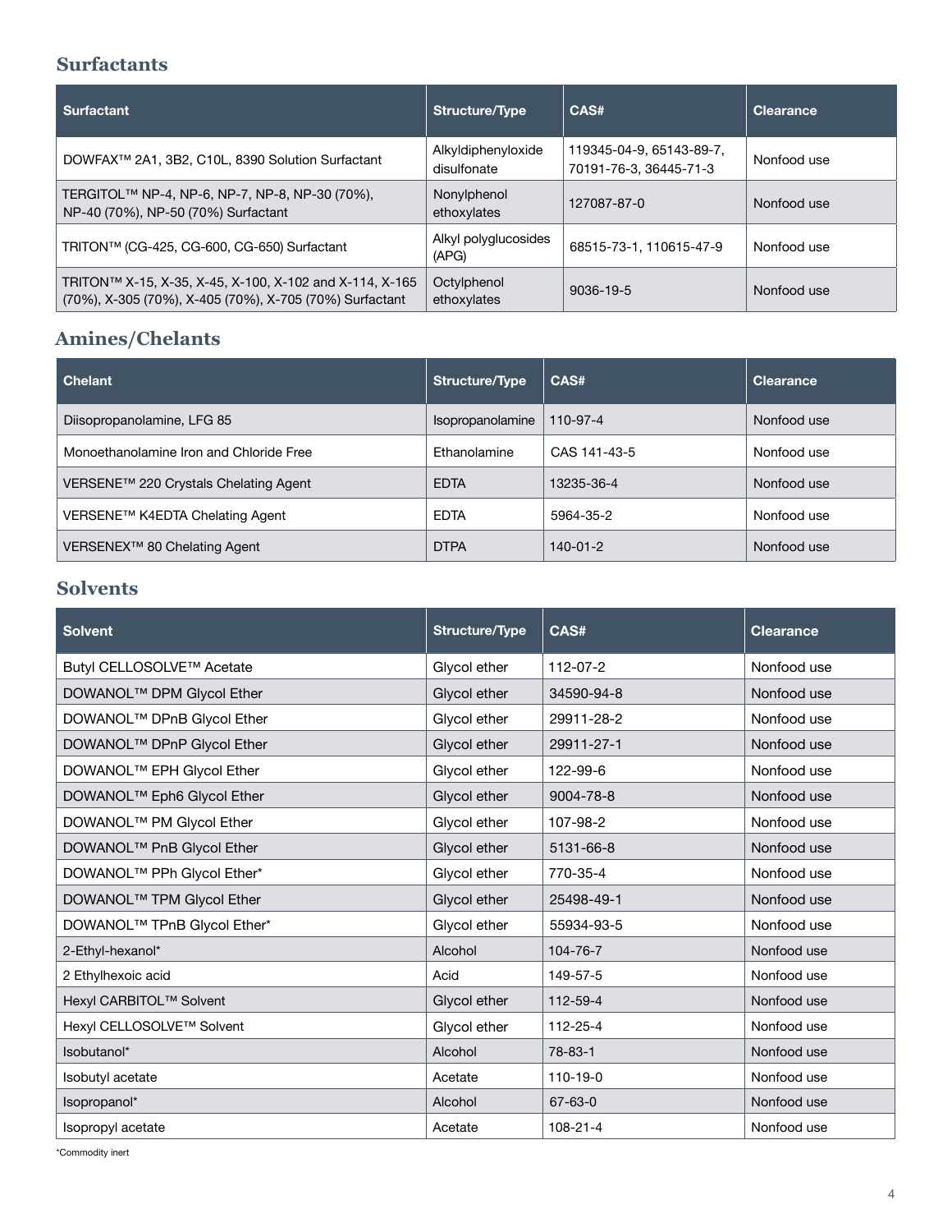## Surfactants

| Surfactant | Structure/Type | CAS# | Clearance |
|---|---|---|---|
| DOWFAX™ 2A1, 3B2, C10L, 8390 Solution Surfactant | Alkyldiphenyloxide disulfonate | 119345-04-9, 65143-89-7, 70191-76-3, 36445-71-3 | Nonfood use |
| TERGITOL™ NP-4, NP-6, NP-7, NP-8, NP-30 (70%), NP-40 (70%), NP-50 (70%) Surfactant | Nonylphenol ethoxylates | 127087-87-0 | Nonfood use |
| TRITON™ (CG-425, CG-600, CG-650) Surfactant | Alkyl polyglucosides (APG) | 68515-73-1, 110615-47-9 | Nonfood use |
| TRITON™ X-15, X-35, X-45, X-100, X-102 and X-114, X-165 (70%), X-305 (70%), X-405 (70%), X-705 (70%) Surfactant | Octylphenol ethoxylates | 9036-19-5 | Nonfood use |

## Amines/Chelants

| Chelant | Structure/Type | CAS# | Clearance |
|---|---|---|---|
| Diisopropanolamine, LFG 85 | Isopropanolamine | 110-97-4 | Nonfood use |
| Monoethanolamine Iron and Chloride Free | Ethanolamine | CAS 141-43-5 | Nonfood use |
| VERSENE™ 220 Crystals Chelating Agent | EDTA | 13235-36-4 | Nonfood use |
| VERSENE™ K4EDTA Chelating Agent | EDTA | 5964-35-2 | Nonfood use |
| VERSENEX™ 80 Chelating Agent | DTPA | 140-01-2 | Nonfood use |

## Solvents

| Solvent | Structure/Type | CAS# | Clearance |
|---|---|---|---|
| Butyl CELLOSOLVE™ Acetate | Glycol ether | 112-07-2 | Nonfood use |
| DOWANOL™ DPM Glycol Ether | Glycol ether | 34590-94-8 | Nonfood use |
| DOWANOL™ DPnB Glycol Ether | Glycol ether | 29911-28-2 | Nonfood use |
| DOWANOL™ DPnP Glycol Ether | Glycol ether | 29911-27-1 | Nonfood use |
| DOWANOL™ EPH Glycol Ether | Glycol ether | 122-99-6 | Nonfood use |
| DOWANOL™ Eph6 Glycol Ether | Glycol ether | 9004-78-8 | Nonfood use |
| DOWANOL™ PM Glycol Ether | Glycol ether | 107-98-2 | Nonfood use |
| DOWANOL™ PnB Glycol Ether | Glycol ether | 5131-66-8 | Nonfood use |
| DOWANOL™ PPh Glycol Ether* | Glycol ether | 770-35-4 | Nonfood use |
| DOWANOL™ TPM Glycol Ether | Glycol ether | 25498-49-1 | Nonfood use |
| DOWANOL™ TPnB Glycol Ether* | Glycol ether | 55934-93-5 | Nonfood use |
| 2-Ethyl-hexanol* | Alcohol | 104-76-7 | Nonfood use |
| 2 Ethylhexoic acid | Acid | 149-57-5 | Nonfood use |
| Hexyl CARBITOL™ Solvent | Glycol ether | 112-59-4 | Nonfood use |
| Hexyl CELLOSOLVE™ Solvent | Glycol ether | 112-25-4 | Nonfood use |
| Isobutanol* | Alcohol | 78-83-1 | Nonfood use |
| Isobutyl acetate | Acetate | 110-19-0 | Nonfood use |
| Isopropanol* | Alcohol | 67-63-0 | Nonfood use |
| Isopropyl acetate | Acetate | 108-21-4 | Nonfood use |

*Commodity inert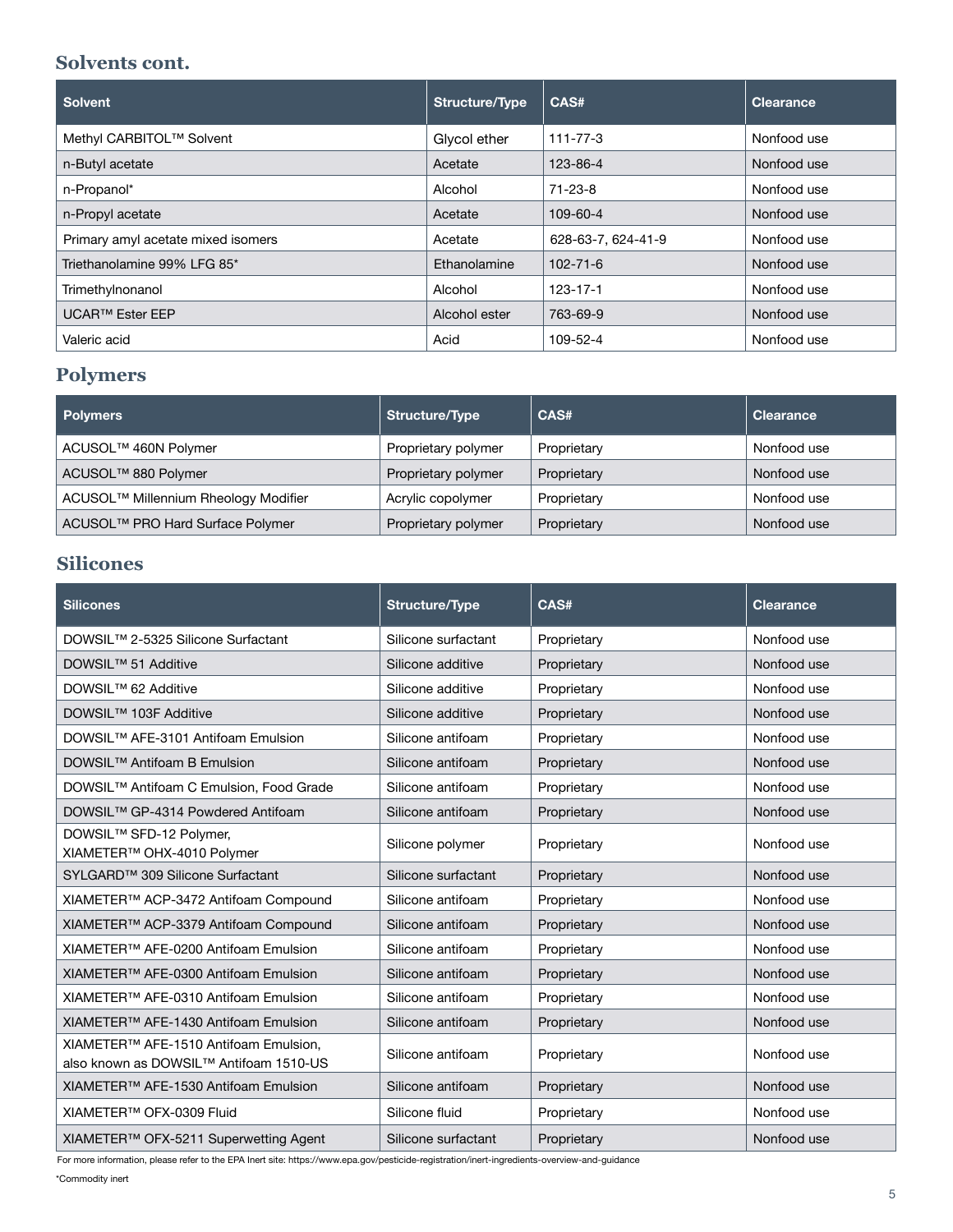## Solvents cont.

| Solvent | Structure/Type | CAS# | Clearance |
| --- | --- | --- | --- |
| Methyl CARBITOL™ Solvent | Glycol ether | 111-77-3 | Nonfood use |
| n-Butyl acetate | Acetate | 123-86-4 | Nonfood use |
| n-Propanol* | Alcohol | 71-23-8 | Nonfood use |
| n-Propyl acetate | Acetate | 109-60-4 | Nonfood use |
| Primary amyl acetate mixed isomers | Acetate | 628-63-7, 624-41-9 | Nonfood use |
| Triethanolamine 99% LFG 85* | Ethanolamine | 102-71-6 | Nonfood use |
| Trimethylnonanol | Alcohol | 123-17-1 | Nonfood use |
| UCAR™ Ester EEP | Alcohol ester | 763-69-9 | Nonfood use |
| Valeric acid | Acid | 109-52-4 | Nonfood use |

## Polymers

| Polymers | Structure/Type | CAS# | Clearance |
| --- | --- | --- | --- |
| ACUSOL™ 460N Polymer | Proprietary polymer | Proprietary | Nonfood use |
| ACUSOL™ 880 Polymer | Proprietary polymer | Proprietary | Nonfood use |
| ACUSOL™ Millennium Rheology Modifier | Acrylic copolymer | Proprietary | Nonfood use |
| ACUSOL™ PRO Hard Surface Polymer | Proprietary polymer | Proprietary | Nonfood use |

## Silicones

| Silicones | Structure/Type | CAS# | Clearance |
| --- | --- | --- | --- |
| DOWSIL™ 2-5325 Silicone Surfactant | Silicone surfactant | Proprietary | Nonfood use |
| DOWSIL™ 51 Additive | Silicone additive | Proprietary | Nonfood use |
| DOWSIL™ 62 Additive | Silicone additive | Proprietary | Nonfood use |
| DOWSIL™ 103F Additive | Silicone additive | Proprietary | Nonfood use |
| DOWSIL™ AFE-3101 Antifoam Emulsion | Silicone antifoam | Proprietary | Nonfood use |
| DOWSIL™ Antifoam B Emulsion | Silicone antifoam | Proprietary | Nonfood use |
| DOWSIL™ Antifoam C Emulsion, Food Grade | Silicone antifoam | Proprietary | Nonfood use |
| DOWSIL™ GP-4314 Powdered Antifoam | Silicone antifoam | Proprietary | Nonfood use |
| DOWSIL™ SFD-12 Polymer, XIAMETER™ OHX-4010 Polymer | Silicone polymer | Proprietary | Nonfood use |
| SYLGARD™ 309 Silicone Surfactant | Silicone surfactant | Proprietary | Nonfood use |
| XIAMETER™ ACP-3472 Antifoam Compound | Silicone antifoam | Proprietary | Nonfood use |
| XIAMETER™ ACP-3379 Antifoam Compound | Silicone antifoam | Proprietary | Nonfood use |
| XIAMETER™ AFE-0200 Antifoam Emulsion | Silicone antifoam | Proprietary | Nonfood use |
| XIAMETER™ AFE-0300 Antifoam Emulsion | Silicone antifoam | Proprietary | Nonfood use |
| XIAMETER™ AFE-0310 Antifoam Emulsion | Silicone antifoam | Proprietary | Nonfood use |
| XIAMETER™ AFE-1430 Antifoam Emulsion | Silicone antifoam | Proprietary | Nonfood use |
| XIAMETER™ AFE-1510 Antifoam Emulsion, also known as DOWSIL™ Antifoam 1510-US | Silicone antifoam | Proprietary | Nonfood use |
| XIAMETER™ AFE-1530 Antifoam Emulsion | Silicone antifoam | Proprietary | Nonfood use |
| XIAMETER™ OFX-0309 Fluid | Silicone fluid | Proprietary | Nonfood use |
| XIAMETER™ OFX-5211 Superwetting Agent | Silicone surfactant | Proprietary | Nonfood use |

For more information, please refer to the EPA Inert site: https://www.epa.gov/pesticide-registration/inert-ingredients-overview-and-guidance

*Commodity inert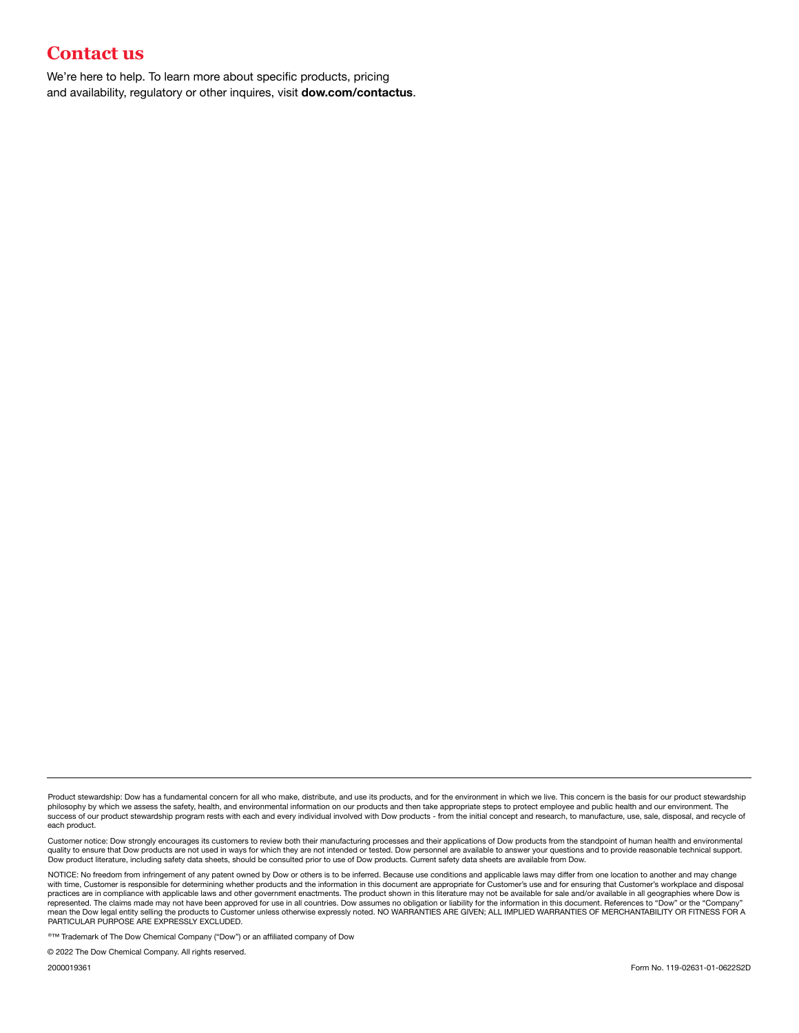## Contact us

We're here to help. To learn more about specific products, pricing and availability, regulatory or other inquires, visit **dow.com/contactus**.

Product stewardship: Dow has a fundamental concern for all who make, distribute, and use its products, and for the environment in which we live. This concern is the basis for our product stewardship philosophy by which we assess the safety, health, and environmental information on our products and then take appropriate steps to protect employee and public health and our environment. The success of our product stewardship program rests with each and every individual involved with Dow products - from the initial concept and research, to manufacture, use, sale, disposal, and recycle of each product.

Customer notice: Dow strongly encourages its customers to review both their manufacturing processes and their applications of Dow products from the standpoint of human health and environmental quality to ensure that Dow products are not used in ways for which they are not intended or tested. Dow personnel are available to answer your questions and to provide reasonable technical support. Dow product literature, including safety data sheets, should be consulted prior to use of Dow products. Current safety data sheets are available from Dow.

NOTICE: No freedom from infringement of any patent owned by Dow or others is to be inferred. Because use conditions and applicable laws may differ from one location to another and may change with time, Customer is responsible for determining whether products and the information in this document are appropriate for Customer's use and for ensuring that Customer's workplace and disposal practices are in compliance with applicable laws and other government enactments. The product shown in this literature may not be available for sale and/or available in all geographies where Dow is represented. The claims made may not have been approved for use in all countries. Dow assumes no obligation or liability for the information in this document. References to "Dow" or the "Company" mean the Dow legal entity selling the products to Customer unless otherwise expressly noted. NO WARRANTIES ARE GIVEN; ALL IMPLIED WARRANTIES OF MERCHANTABILITY OR FITNESS FOR A PARTICULAR PURPOSE ARE EXPRESSLY EXCLUDED.

®™ Trademark of The Dow Chemical Company ("Dow") or an affiliated company of Dow

© 2022 The Dow Chemical Company. All rights reserved.

2000019361

Form No. 119-02631-01-0622S2D